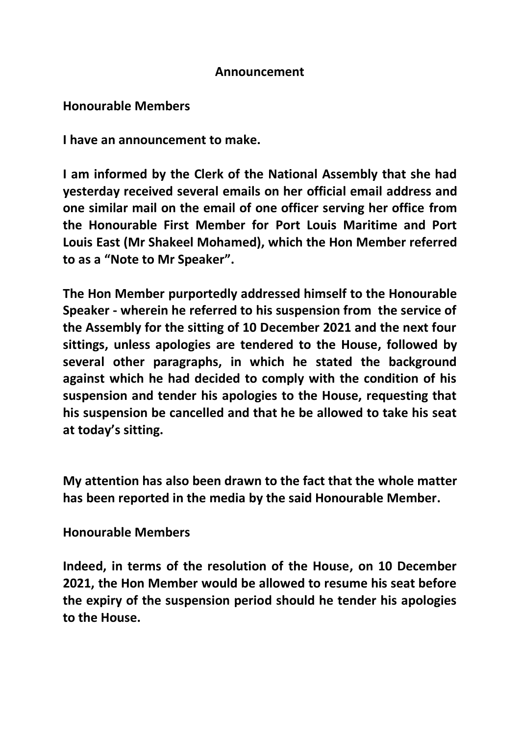# Announcement

**Honourable Members**

**I have an announcement to make.**

**I am informed by the Clerk of the National Assembly that she had yesterday received several emails on her official email address and one similar mail on the email of one officer serving her office from the Honourable First Member for Port Louis Maritime and Port Louis East (Mr Shakeel Mohamed), which the Hon Member referred to as a "Note to Mr Speaker".**

**The Hon Member purportedly addressed himself to the Honourable Speaker - wherein he referred to his suspension from the service of the Assembly for the sitting of 10 December 2021 and the next four sittings, unless apologies are tendered to the House, followed by several other paragraphs, in which he stated the background against which he had decided to comply with the condition of his suspension and tender his apologies to the House, requesting that his suspension be cancelled and that he be allowed to take his seat at today's sitting.**

**My attention has also been drawn to the fact that the whole matter has been reported in the media by the said Honourable Member.**

**Honourable Members**

**Indeed, in terms of the resolution of the House, on 10 December 2021, the Hon Member would be allowed to resume his seat before the expiry of the suspension period should he tender his apologies to the House.**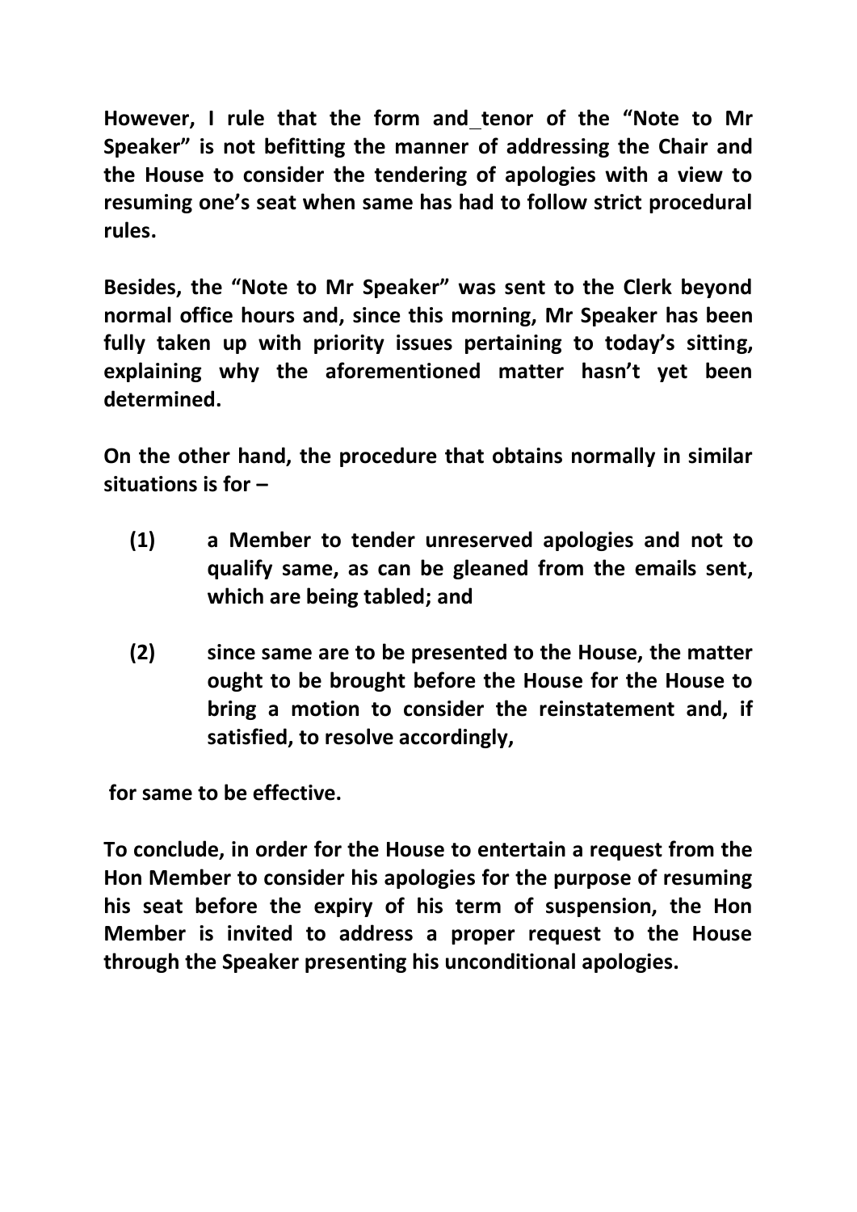**However, I rule that the form and tenor of the "Note to Mr Speaker" is not befitting the manner of addressing the Chair and the House to consider the tendering of apologies with a view to resuming one's seat when same has had to follow strict procedural rules.**

**Besides, the "Note to Mr Speaker" was sent to the Clerk beyond normal office hours and, since this morning, Mr Speaker has been fully taken up with priority issues pertaining to today's sitting, explaining why the aforementioned matter hasn't yet been determined.**

**On the other hand, the procedure that obtains normally in similar situations is for –**

**(1) a Member to tender unreserved apologies and not to qualify same, as can be gleaned from the emails sent, which are being tabled; and**

**(2) since same are to be presented to the House, the matter ought to be brought before the House for the House to bring a motion to consider the reinstatement and, if satisfied, to resolve accordingly,**

**for same to be effective.**

**To conclude, in order for the House to entertain a request from the Hon Member to consider his apologies for the purpose of resuming his seat before the expiry of his term of suspension, the Hon Member is invited to address a proper request to the House through the Speaker presenting his unconditional apologies.**